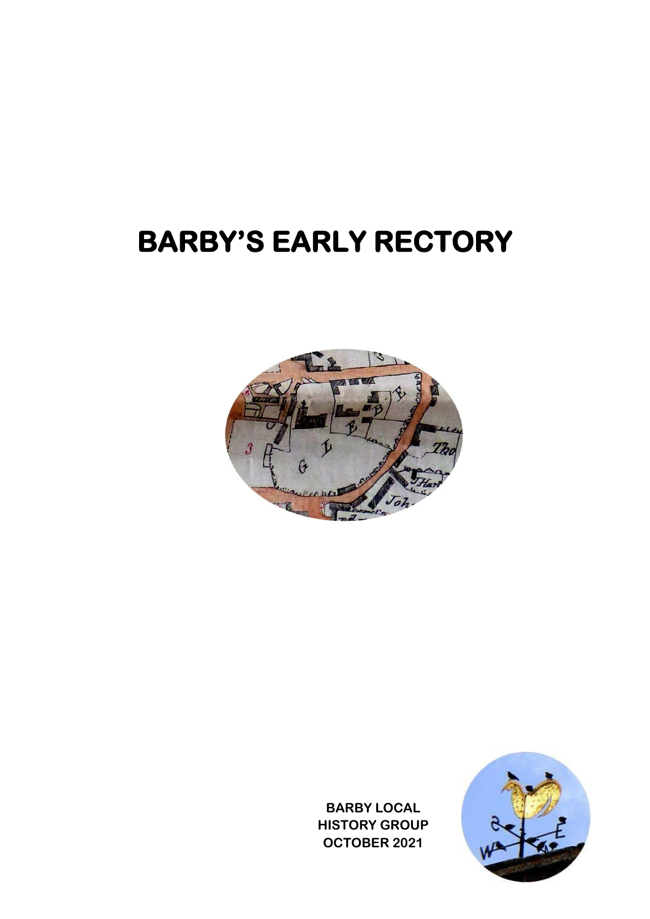# BARBY'S EARLY RECTORY

**BARBY LOCAL HISTORY GROUP**
**OCTOBER 2021**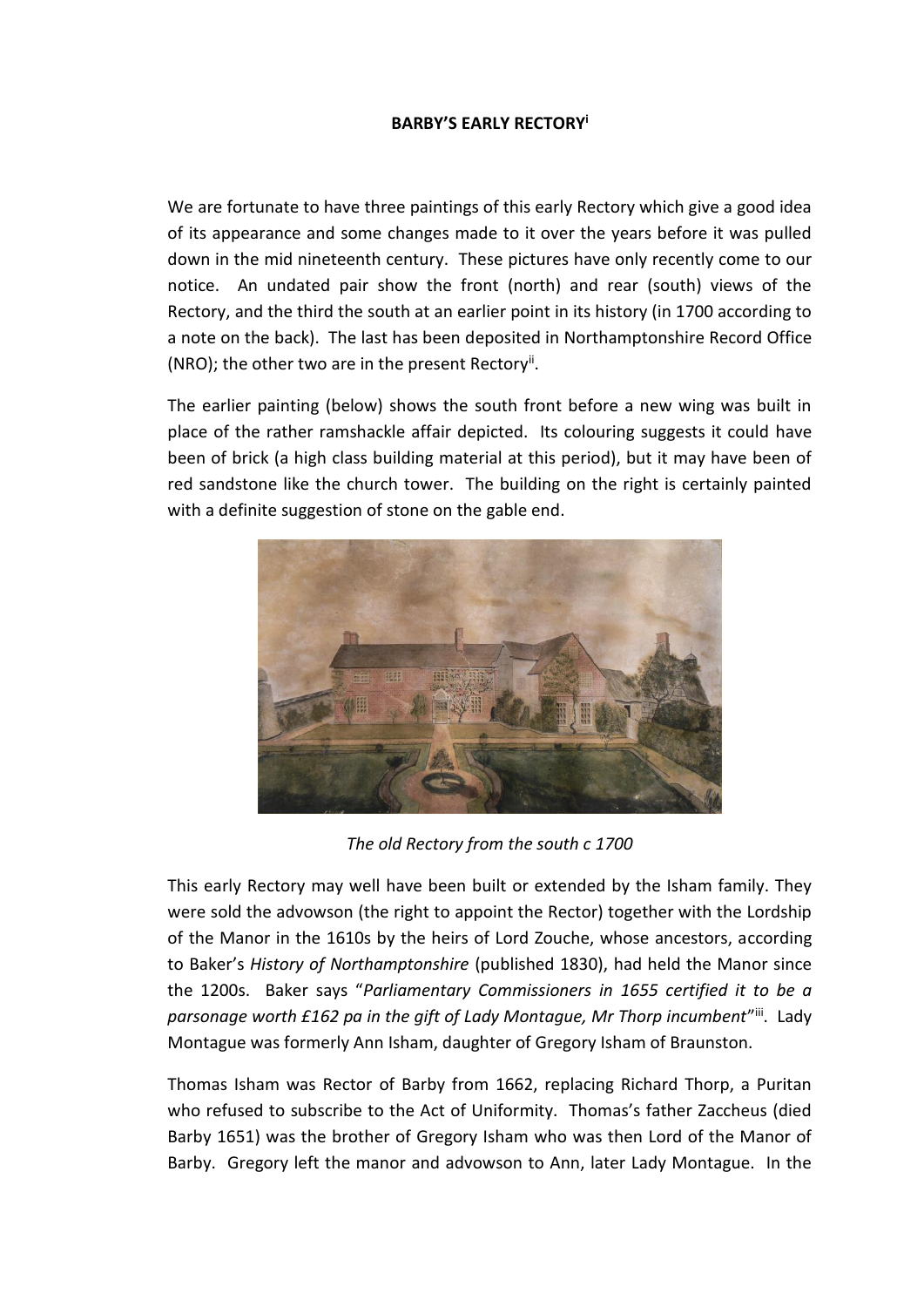**BARBY'S EARLY RECTORY**[i]

We are fortunate to have three paintings of this early Rectory which give a good idea of its appearance and some changes made to it over the years before it was pulled down in the mid nineteenth century. These pictures have only recently come to our notice. An undated pair show the front (north) and rear (south) views of the Rectory, and the third the south at an earlier point in its history (in 1700 according to a note on the back). The last has been deposited in Northamptonshire Record Office (NRO); the other two are in the present Rectory[ii].

The earlier painting (below) shows the south front before a new wing was built in place of the rather ramshackle affair depicted. Its colouring suggests it could have been of brick (a high class building material at this period), but it may have been of red sandstone like the church tower. The building on the right is certainly painted with a definite suggestion of stone on the gable end.

*The old Rectory from the south c 1700*

This early Rectory may well have been built or extended by the Isham family. They were sold the advowson (the right to appoint the Rector) together with the Lordship of the Manor in the 1610s by the heirs of Lord Zouche, whose ancestors, according to Baker's *History of Northamptonshire* (published 1830), had held the Manor since the 1200s. Baker says "*Parliamentary Commissioners in 1655 certified it to be a parsonage worth £162 pa in the gift of Lady Montague, Mr Thorp incumbent*"[iii]. Lady Montague was formerly Ann Isham, daughter of Gregory Isham of Braunston.

Thomas Isham was Rector of Barby from 1662, replacing Richard Thorp, a Puritan who refused to subscribe to the Act of Uniformity. Thomas's father Zaccheus (died Barby 1651) was the brother of Gregory Isham who was then Lord of the Manor of Barby. Gregory left the manor and advowson to Ann, later Lady Montague. In the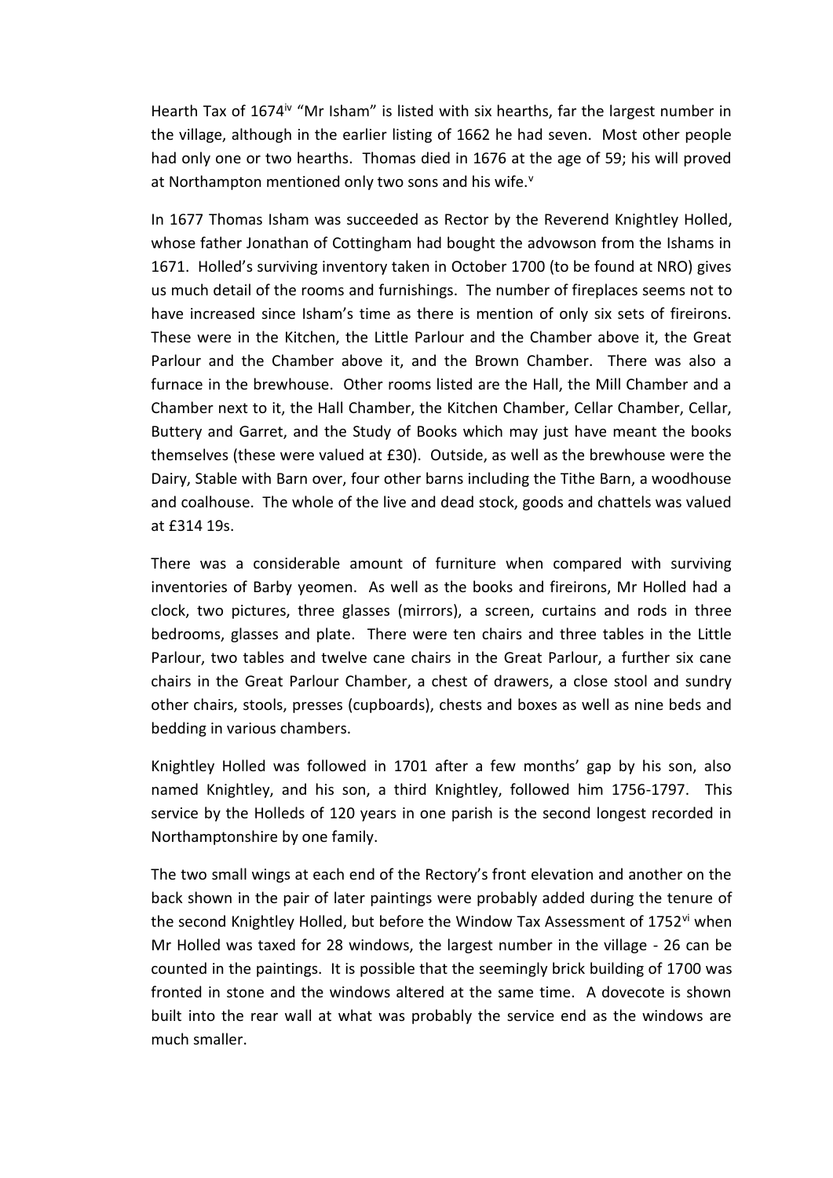Hearth Tax of 1674[iv] "Mr Isham" is listed with six hearths, far the largest number in the village, although in the earlier listing of 1662 he had seven. Most other people had only one or two hearths. Thomas died in 1676 at the age of 59; his will proved at Northampton mentioned only two sons and his wife.[v]

In 1677 Thomas Isham was succeeded as Rector by the Reverend Knightley Holled, whose father Jonathan of Cottingham had bought the advowson from the Ishams in 1671. Holled's surviving inventory taken in October 1700 (to be found at NRO) gives us much detail of the rooms and furnishings. The number of fireplaces seems not to have increased since Isham's time as there is mention of only six sets of fireirons. These were in the Kitchen, the Little Parlour and the Chamber above it, the Great Parlour and the Chamber above it, and the Brown Chamber. There was also a furnace in the brewhouse. Other rooms listed are the Hall, the Mill Chamber and a Chamber next to it, the Hall Chamber, the Kitchen Chamber, Cellar Chamber, Cellar, Buttery and Garret, and the Study of Books which may just have meant the books themselves (these were valued at £30). Outside, as well as the brewhouse were the Dairy, Stable with Barn over, four other barns including the Tithe Barn, a woodhouse and coalhouse. The whole of the live and dead stock, goods and chattels was valued at £314 19s.

There was a considerable amount of furniture when compared with surviving inventories of Barby yeomen. As well as the books and fireirons, Mr Holled had a clock, two pictures, three glasses (mirrors), a screen, curtains and rods in three bedrooms, glasses and plate. There were ten chairs and three tables in the Little Parlour, two tables and twelve cane chairs in the Great Parlour, a further six cane chairs in the Great Parlour Chamber, a chest of drawers, a close stool and sundry other chairs, stools, presses (cupboards), chests and boxes as well as nine beds and bedding in various chambers.

Knightley Holled was followed in 1701 after a few months' gap by his son, also named Knightley, and his son, a third Knightley, followed him 1756-1797. This service by the Holleds of 120 years in one parish is the second longest recorded in Northamptonshire by one family.

The two small wings at each end of the Rectory's front elevation and another on the back shown in the pair of later paintings were probably added during the tenure of the second Knightley Holled, but before the Window Tax Assessment of 1752[vi] when Mr Holled was taxed for 28 windows, the largest number in the village - 26 can be counted in the paintings. It is possible that the seemingly brick building of 1700 was fronted in stone and the windows altered at the same time. A dovecote is shown built into the rear wall at what was probably the service end as the windows are much smaller.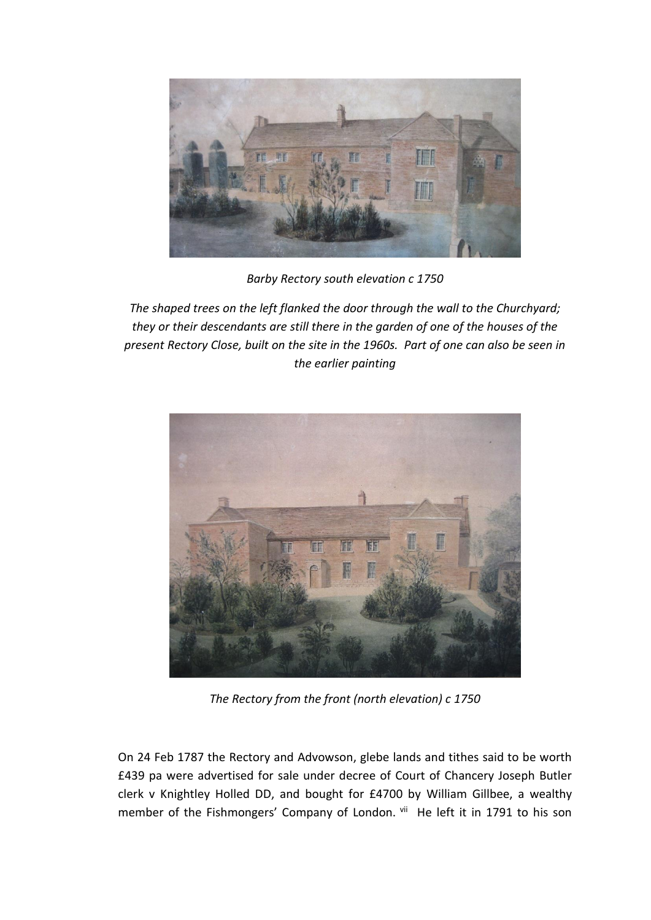*Barby Rectory south elevation c 1750*

*The shaped trees on the left flanked the door through the wall to the Churchyard; they or their descendants are still there in the garden of one of the houses of the present Rectory Close, built on the site in the 1960s. Part of one can also be seen in the earlier painting*

*The Rectory from the front (north elevation) c 1750*

On 24 Feb 1787 the Rectory and Advowson, glebe lands and tithes said to be worth £439 pa were advertised for sale under decree of Court of Chancery Joseph Butler clerk v Knightley Holled DD, and bought for £4700 by William Gillbee, a wealthy member of the Fishmongers' Company of London.[vii] He left it in 1791 to his son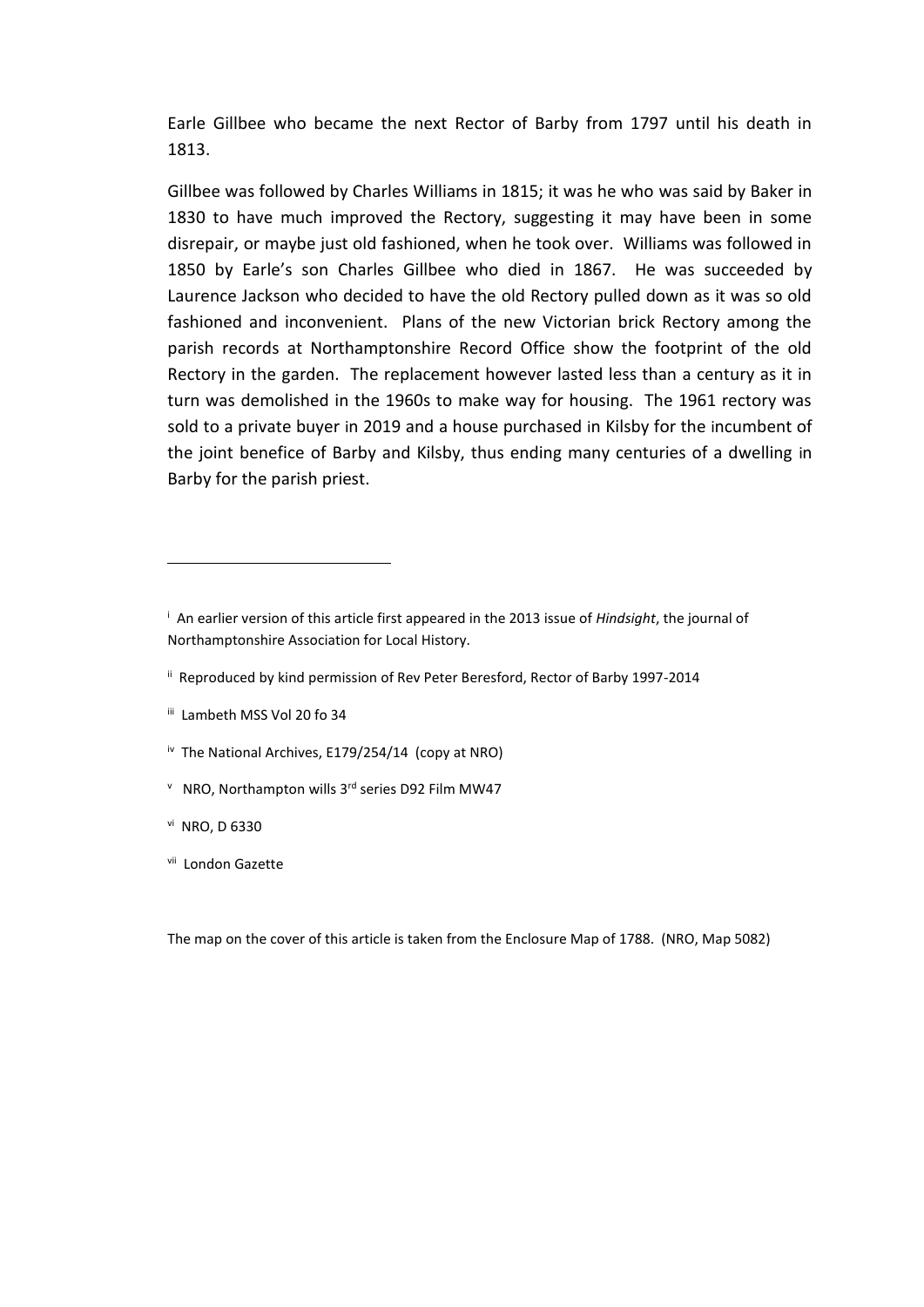Earle Gillbee who became the next Rector of Barby from 1797 until his death in 1813.

Gillbee was followed by Charles Williams in 1815; it was he who was said by Baker in 1830 to have much improved the Rectory, suggesting it may have been in some disrepair, or maybe just old fashioned, when he took over. Williams was followed in 1850 by Earle's son Charles Gillbee who died in 1867. He was succeeded by Laurence Jackson who decided to have the old Rectory pulled down as it was so old fashioned and inconvenient. Plans of the new Victorian brick Rectory among the parish records at Northamptonshire Record Office show the footprint of the old Rectory in the garden. The replacement however lasted less than a century as it in turn was demolished in the 1960s to make way for housing. The 1961 rectory was sold to a private buyer in 2019 and a house purchased in Kilsby for the incumbent of the joint benefice of Barby and Kilsby, thus ending many centuries of a dwelling in Barby for the parish priest.

---

[i] An earlier version of this article first appeared in the 2013 issue of *Hindsight*, the journal of Northamptonshire Association for Local History.

[ii] Reproduced by kind permission of Rev Peter Beresford, Rector of Barby 1997-2014

[iii] Lambeth MSS Vol 20 fo 34

[iv] The National Archives, E179/254/14 (copy at NRO)

[v] NRO, Northampton wills 3rd series D92 Film MW47

[vi] NRO, D 6330

[vii] London Gazette

The map on the cover of this article is taken from the Enclosure Map of 1788. (NRO, Map 5082)